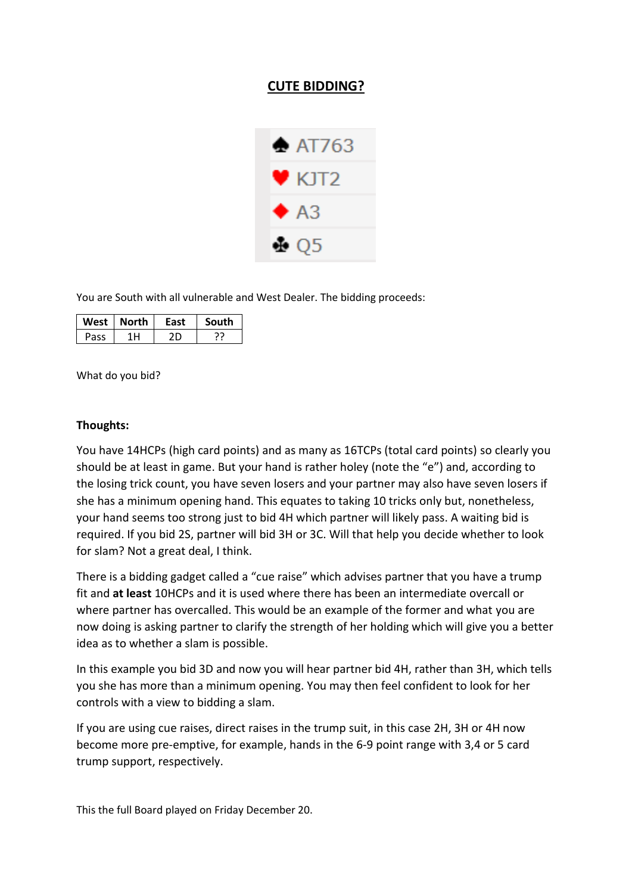# CUTE BIDDING?

♠ AT763
♥ KJT2
♦ A3
♣ Q5

You are South with all vulnerable and West Dealer. The bidding proceeds:

| West | North | East | South |
|---|---|---|---|
| Pass | 1H | 2D | ?? |

What do you bid?

**Thoughts:**

You have 14HCPs (high card points) and as many as 16TCPs (total card points) so clearly you should be at least in game. But your hand is rather holey (note the "e") and, according to the losing trick count, you have seven losers and your partner may also have seven losers if she has a minimum opening hand. This equates to taking 10 tricks only but, nonetheless, your hand seems too strong just to bid 4H which partner will likely pass. A waiting bid is required. If you bid 2S, partner will bid 3H or 3C. Will that help you decide whether to look for slam? Not a great deal, I think.

There is a bidding gadget called a "cue raise" which advises partner that you have a trump fit and **at least** 10HCPs and it is used where there has been an intermediate overcall or where partner has overcalled. This would be an example of the former and what you are now doing is asking partner to clarify the strength of her holding which will give you a better idea as to whether a slam is possible.

In this example you bid 3D and now you will hear partner bid 4H, rather than 3H, which tells you she has more than a minimum opening. You may then feel confident to look for her controls with a view to bidding a slam.

If you are using cue raises, direct raises in the trump suit, in this case 2H, 3H or 4H now become more pre-emptive, for example, hands in the 6-9 point range with 3,4 or 5 card trump support, respectively.

This the full Board played on Friday December 20.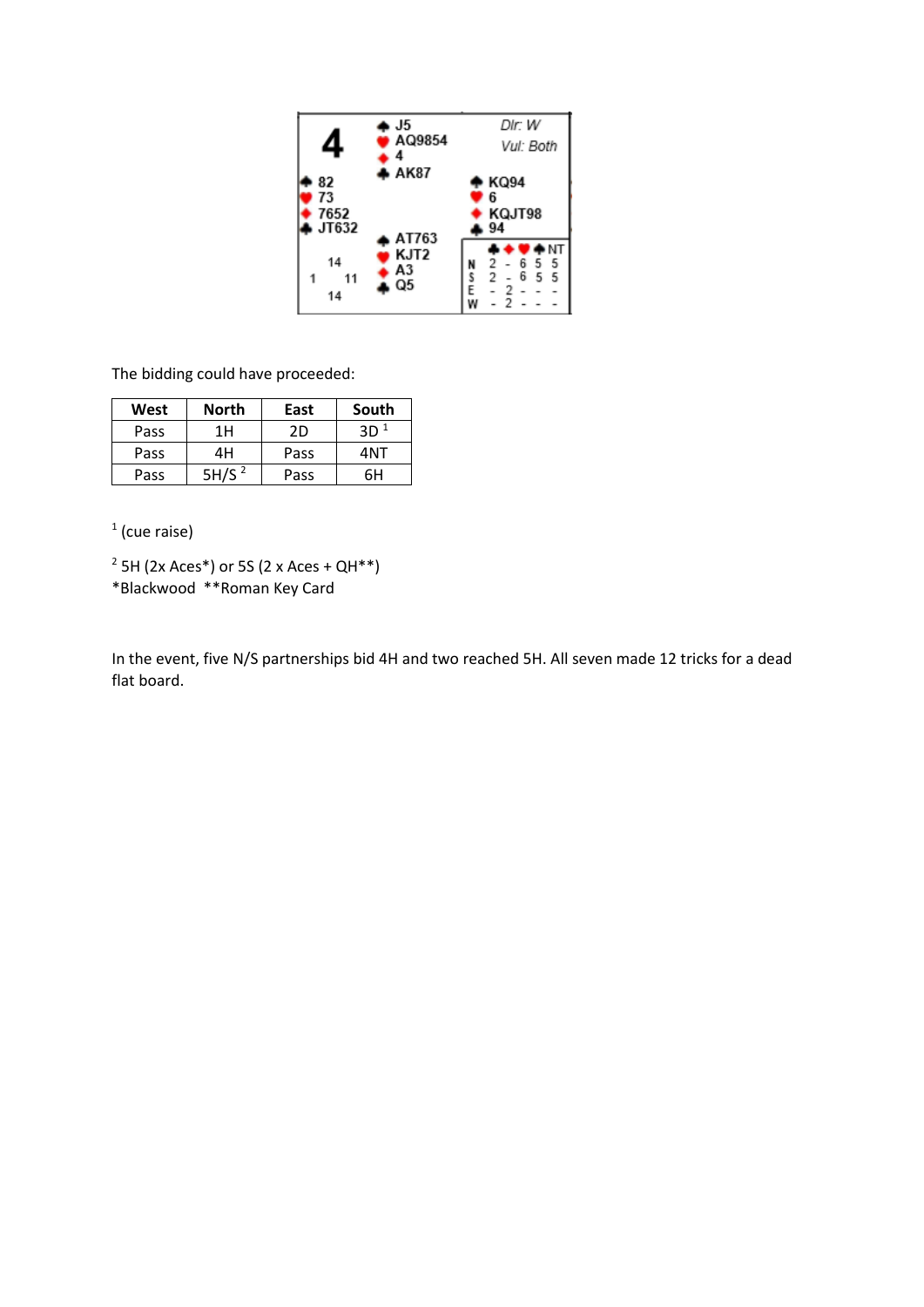**4** Dlr: W Vul: Both

| | North | |
|---|---|---|
| | ♠ J5<br>♥ AQ9854<br>♦ 4<br>♣ AK87 | |
| **West**<br>♠ 82<br>♥ 73<br>♦ 7652<br>♣ JT632 | | **East**<br>♠ KQ94<br>♥ 6<br>♦ KQJT98<br>♣ 94 |
| | **South**<br>♠ AT763<br>♥ KJT2<br>♦ A3<br>♣ Q5 | |

HCP: North 14, East 11, South 14, West 1

| | ♣ | ♦ | ♥ | ♠ | NT |
|---|---|---|---|---|---|
| N | 2 | - | 6 | 5 | 5 |
| S | 2 | - | 6 | 5 | 5 |
| E | - | 2 | - | - | - |
| W | - | 2 | - | - | - |

The bidding could have proceeded:

| West | North | East | South |
|---|---|---|---|
| Pass | 1H | 2D | 3D [1] |
| Pass | 4H | Pass | 4NT |
| Pass | 5H/S [2] | Pass | 6H |

[1] (cue raise)

[2] 5H (2x Aces*) or 5S (2 x Aces + QH**)
*Blackwood **Roman Key Card

In the event, five N/S partnerships bid 4H and two reached 5H. All seven made 12 tricks for a dead flat board.